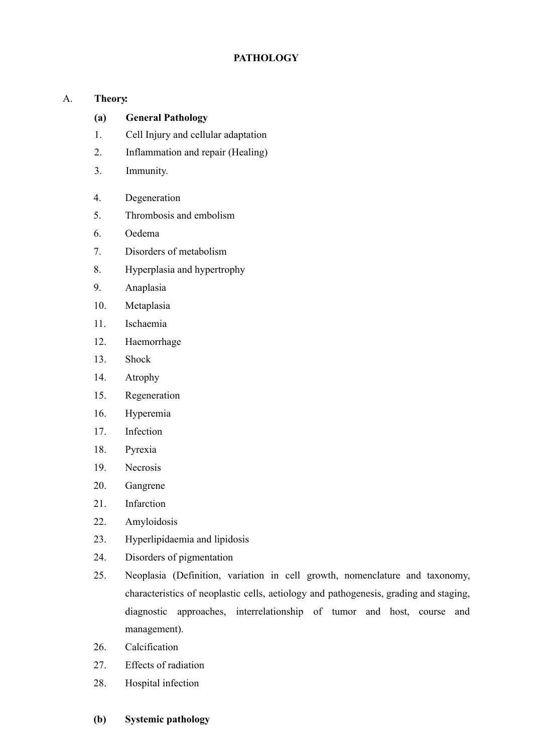# PATHOLOGY

A. **Theory:**

**(a) General Pathology**

1. Cell Injury and cellular adaptation
2. Inflammation and repair (Healing)
3. Immunity.
4. Degeneration
5. Thrombosis and embolism
6. Oedema
7. Disorders of metabolism
8. Hyperplasia and hypertrophy
9. Anaplasia
10. Metaplasia
11. Ischaemia
12. Haemorrhage
13. Shock
14. Atrophy
15. Regeneration
16. Hyperemia
17. Infection
18. Pyrexia
19. Necrosis
20. Gangrene
21. Infarction
22. Amyloidosis
23. Hyperlipidaemia and lipidosis
24. Disorders of pigmentation
25. Neoplasia (Definition, variation in cell growth, nomenclature and taxonomy, characteristics of neoplastic cells, aetiology and pathogenesis, grading and staging, diagnostic approaches, interrelationship of tumor and host, course and management).
26. Calcification
27. Effects of radiation
28. Hospital infection

**(b) Systemic pathology**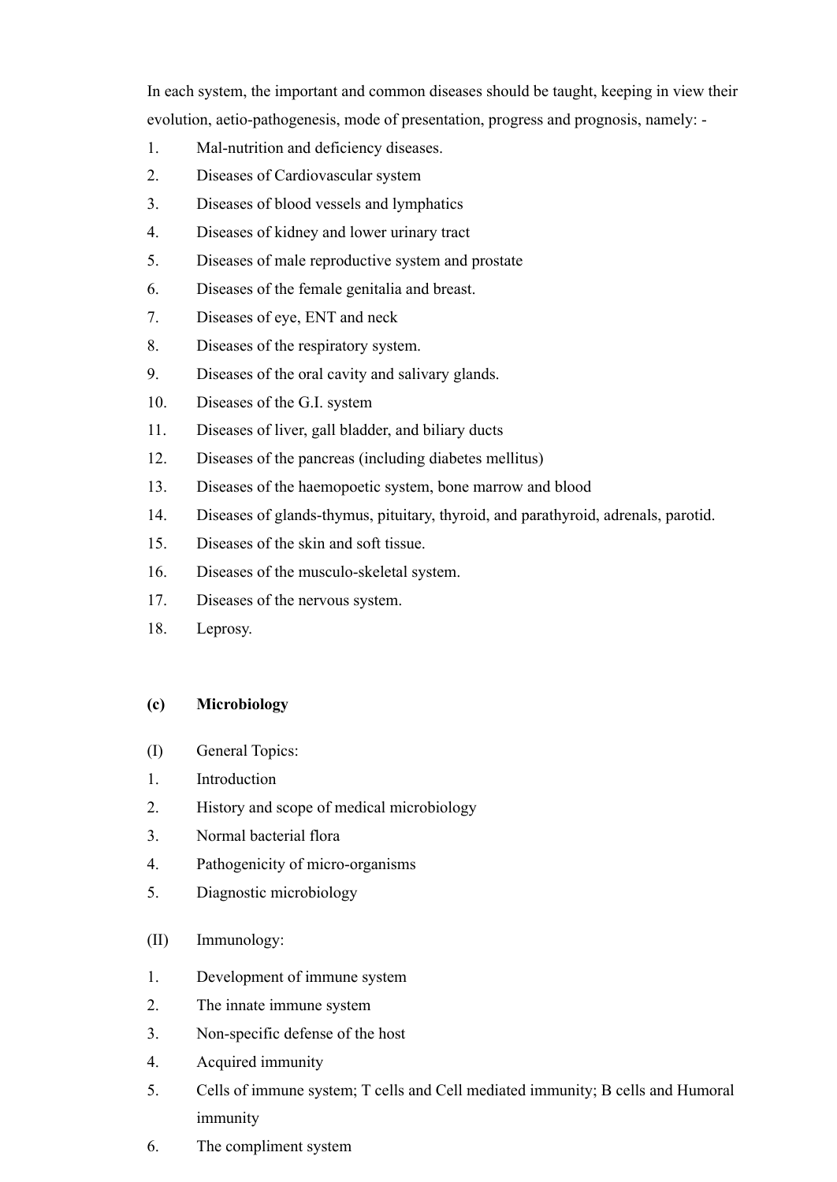In each system, the important and common diseases should be taught, keeping in view their evolution, aetio-pathogenesis, mode of presentation, progress and prognosis, namely: -

1. Mal-nutrition and deficiency diseases.
2. Diseases of Cardiovascular system
3. Diseases of blood vessels and lymphatics
4. Diseases of kidney and lower urinary tract
5. Diseases of male reproductive system and prostate
6. Diseases of the female genitalia and breast.
7. Diseases of eye, ENT and neck
8. Diseases of the respiratory system.
9. Diseases of the oral cavity and salivary glands.
10. Diseases of the G.I. system
11. Diseases of liver, gall bladder, and biliary ducts
12. Diseases of the pancreas (including diabetes mellitus)
13. Diseases of the haemopoetic system, bone marrow and blood
14. Diseases of glands-thymus, pituitary, thyroid, and parathyroid, adrenals, parotid.
15. Diseases of the skin and soft tissue.
16. Diseases of the musculo-skeletal system.
17. Diseases of the nervous system.
18. Leprosy.

**(c) Microbiology**

(I) General Topics:

1. Introduction
2. History and scope of medical microbiology
3. Normal bacterial flora
4. Pathogenicity of micro-organisms
5. Diagnostic microbiology

(II) Immunology:

1. Development of immune system
2. The innate immune system
3. Non-specific defense of the host
4. Acquired immunity
5. Cells of immune system; T cells and Cell mediated immunity; B cells and Humoral immunity
6. The compliment system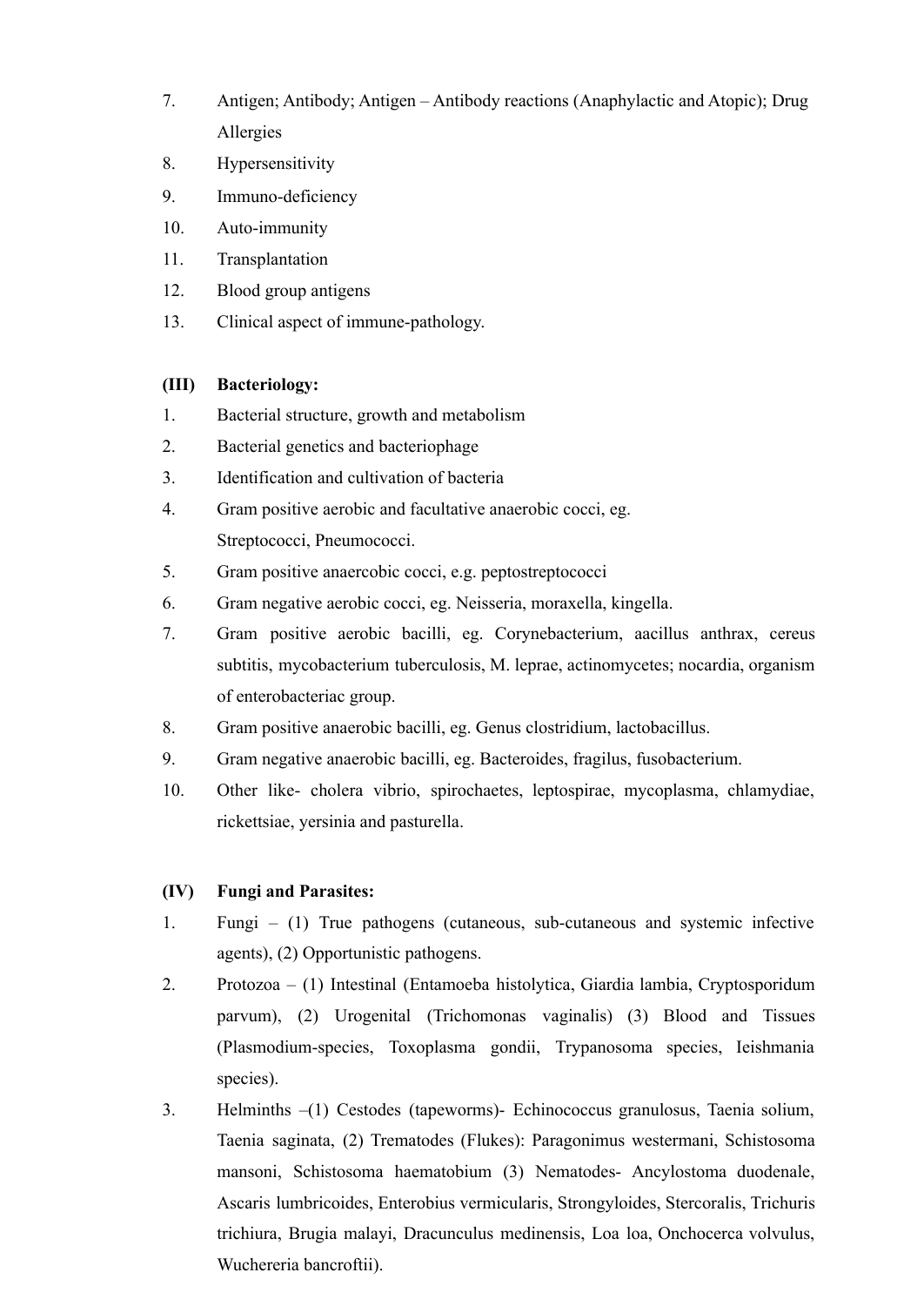7. Antigen; Antibody; Antigen – Antibody reactions (Anaphylactic and Atopic); Drug Allergies
8. Hypersensitivity
9. Immuno-deficiency
10. Auto-immunity
11. Transplantation
12. Blood group antigens
13. Clinical aspect of immune-pathology.

**(III) Bacteriology:**

1. Bacterial structure, growth and metabolism
2. Bacterial genetics and bacteriophage
3. Identification and cultivation of bacteria
4. Gram positive aerobic and facultative anaerobic cocci, eg. Streptococci, Pneumococci.
5. Gram positive anaercobic cocci, e.g. peptostreptococci
6. Gram negative aerobic cocci, eg. Neisseria, moraxella, kingella.
7. Gram positive aerobic bacilli, eg. Corynebacterium, aacillus anthrax, cereus subtitis, mycobacterium tuberculosis, M. leprae, actinomycetes; nocardia, organism of enterobacteriac group.
8. Gram positive anaerobic bacilli, eg. Genus clostridium, lactobacillus.
9. Gram negative anaerobic bacilli, eg. Bacteroides, fragilus, fusobacterium.
10. Other like- cholera vibrio, spirochaetes, leptospirae, mycoplasma, chlamydiae, rickettsiae, yersinia and pasturella.

**(IV) Fungi and Parasites:**

1. Fungi – (1) True pathogens (cutaneous, sub-cutaneous and systemic infective agents), (2) Opportunistic pathogens.
2. Protozoa – (1) Intestinal (Entamoeba histolytica, Giardia lambia, Cryptosporidum parvum), (2) Urogenital (Trichomonas vaginalis) (3) Blood and Tissues (Plasmodium-species, Toxoplasma gondii, Trypanosoma species, Ieishmania species).
3. Helminths –(1) Cestodes (tapeworms)- Echinococcus granulosus, Taenia solium, Taenia saginata, (2) Trematodes (Flukes): Paragonimus westermani, Schistosoma mansoni, Schistosoma haematobium (3) Nematodes- Ancylostoma duodenale, Ascaris lumbricoides, Enterobius vermicularis, Strongyloides, Stercoralis, Trichuris trichiura, Brugia malayi, Dracunculus medinensis, Loa loa, Onchocerca volvulus, Wuchereria bancroftii).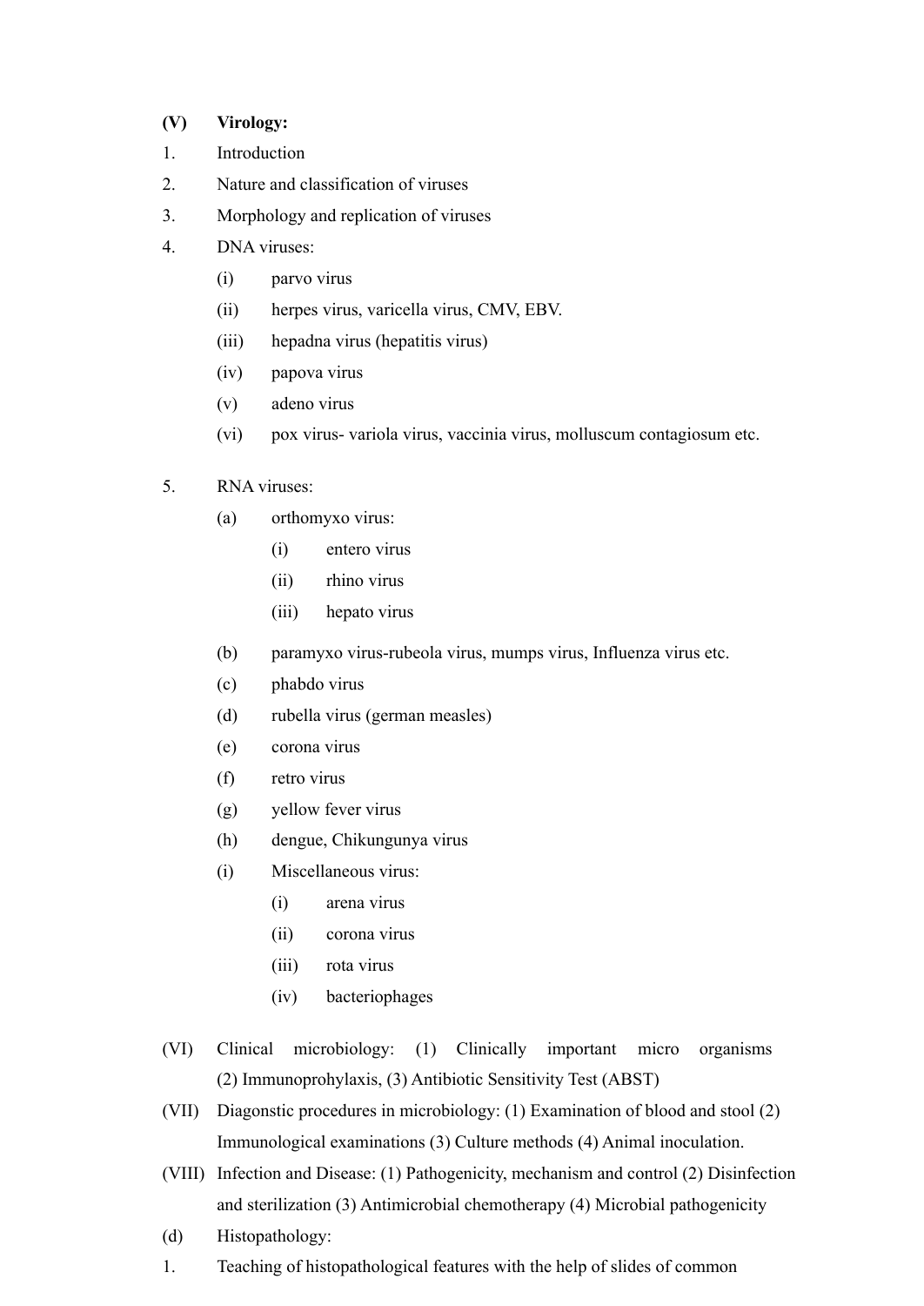**(V) Virology:**

1. Introduction
2. Nature and classification of viruses
3. Morphology and replication of viruses
4. DNA viruses:
   - (i) parvo virus
   - (ii) herpes virus, varicella virus, CMV, EBV.
   - (iii) hepadna virus (hepatitis virus)
   - (iv) papova virus
   - (v) adeno virus
   - (vi) pox virus- variola virus, vaccinia virus, molluscum contagiosum etc.

5. RNA viruses:
   - (a) orthomyxo virus:
     - (i) entero virus
     - (ii) rhino virus
     - (iii) hepato virus
   - (b) paramyxo virus-rubeola virus, mumps virus, Influenza virus etc.
   - (c) phabdo virus
   - (d) rubella virus (german measles)
   - (e) corona virus
   - (f) retro virus
   - (g) yellow fever virus
   - (h) dengue, Chikungunya virus
   - (i) Miscellaneous virus:
     - (i) arena virus
     - (ii) corona virus
     - (iii) rota virus
     - (iv) bacteriophages

(VI) Clinical microbiology: (1) Clinically important micro organisms (2) Immunoprohylaxis, (3) Antibiotic Sensitivity Test (ABST)

(VII) Diagonstic procedures in microbiology: (1) Examination of blood and stool (2) Immunological examinations (3) Culture methods (4) Animal inoculation.

(VIII) Infection and Disease: (1) Pathogenicity, mechanism and control (2) Disinfection and sterilization (3) Antimicrobial chemotherapy (4) Microbial pathogenicity

(d) Histopathology:

1. Teaching of histopathological features with the help of slides of common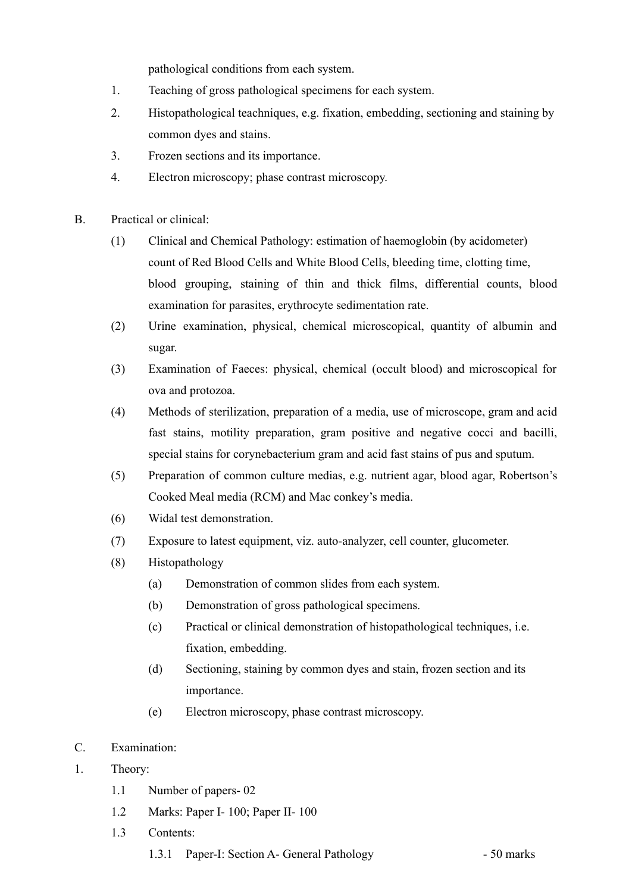pathological conditions from each system.

1. Teaching of gross pathological specimens for each system.
2. Histopathological teachniques, e.g. fixation, embedding, sectioning and staining by common dyes and stains.
3. Frozen sections and its importance.
4. Electron microscopy; phase contrast microscopy.

B. Practical or clinical:

(1) Clinical and Chemical Pathology: estimation of haemoglobin (by acidometer) count of Red Blood Cells and White Blood Cells, bleeding time, clotting time, blood grouping, staining of thin and thick films, differential counts, blood examination for parasites, erythrocyte sedimentation rate.

(2) Urine examination, physical, chemical microscopical, quantity of albumin and sugar.

(3) Examination of Faeces: physical, chemical (occult blood) and microscopical for ova and protozoa.

(4) Methods of sterilization, preparation of a media, use of microscope, gram and acid fast stains, motility preparation, gram positive and negative cocci and bacilli, special stains for corynebacterium gram and acid fast stains of pus and sputum.

(5) Preparation of common culture medias, e.g. nutrient agar, blood agar, Robertson's Cooked Meal media (RCM) and Mac conkey's media.

(6) Widal test demonstration.

(7) Exposure to latest equipment, viz. auto-analyzer, cell counter, glucometer.

(8) Histopathology

  (a) Demonstration of common slides from each system.

  (b) Demonstration of gross pathological specimens.

  (c) Practical or clinical demonstration of histopathological techniques, i.e. fixation, embedding.

  (d) Sectioning, staining by common dyes and stain, frozen section and its importance.

  (e) Electron microscopy, phase contrast microscopy.

C. Examination:

1. Theory:

  1.1 Number of papers- 02

  1.2 Marks: Paper I- 100; Paper II- 100

  1.3 Contents:

    1.3.1 Paper-I: Section A- General Pathology - 50 marks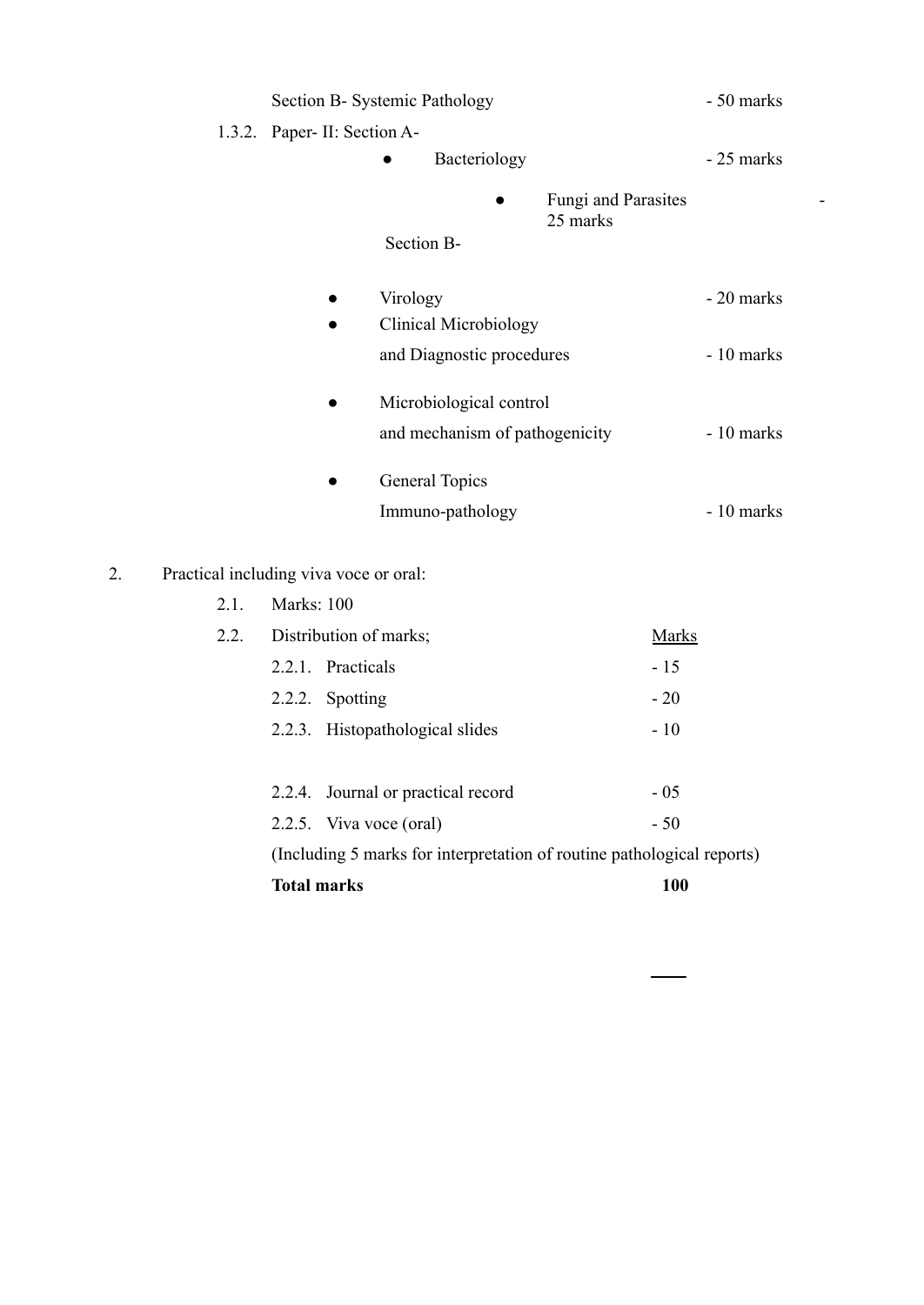Section B- Systemic Pathology - 50 marks

1.3.2. Paper- II: Section A-

- Bacteriology - 25 marks
- Fungi and Parasites - 25 marks

Section B-

- Virology - 20 marks
- Clinical Microbiology and Diagnostic procedures - 10 marks
- Microbiological control and mechanism of pathogenicity - 10 marks
- General Topics Immuno-pathology - 10 marks

2. Practical including viva voce or oral:

2.1. Marks: 100

2.2. Distribution of marks;

| | Marks |
|---|---|
| 2.2.1. Practicals | - 15 |
| 2.2.2. Spotting | - 20 |
| 2.2.3. Histopathological slides | - 10 |
| 2.2.4. Journal or practical record | - 05 |
| 2.2.5. Viva voce (oral) | - 50 |
| (Including 5 marks for interpretation of routine pathological reports) | |
| **Total marks** | **100** |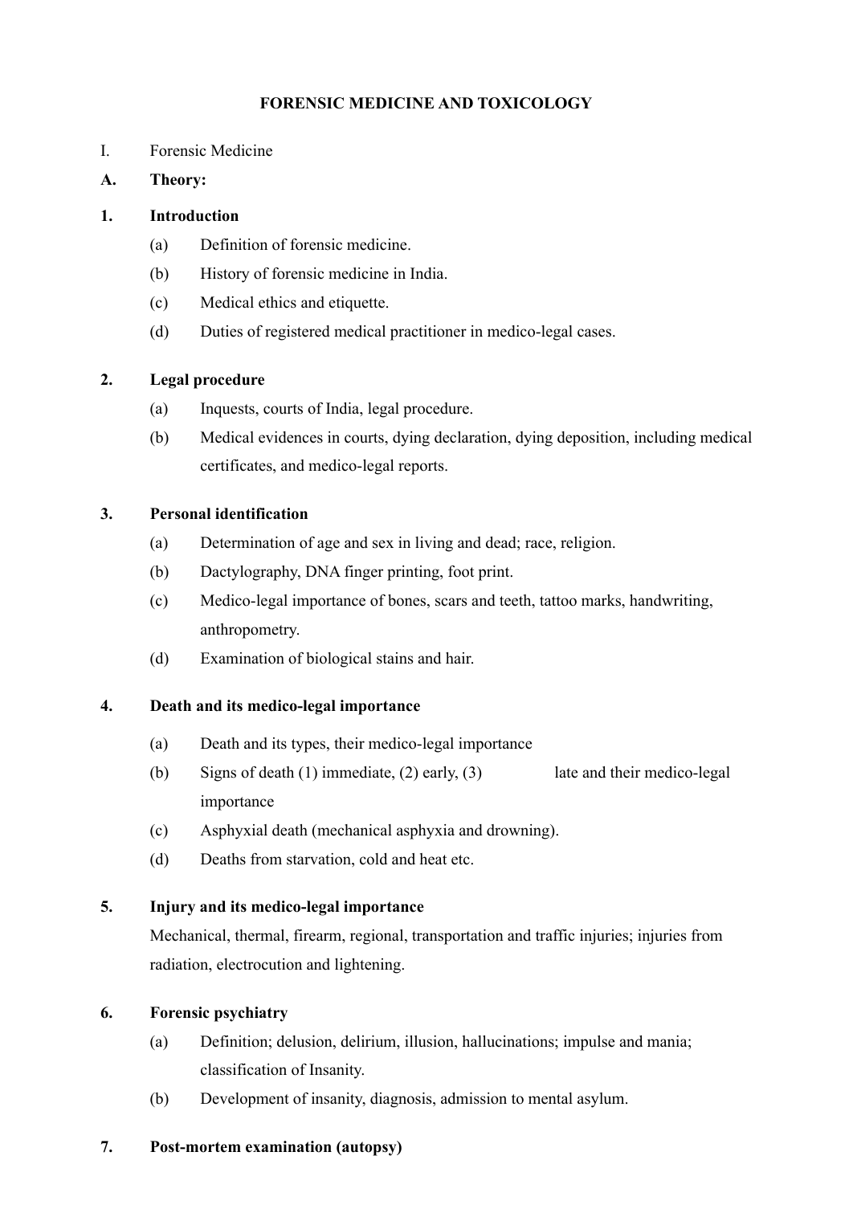**FORENSIC MEDICINE AND TOXICOLOGY**

I. Forensic Medicine

**A. Theory:**

**1. Introduction**

(a) Definition of forensic medicine.

(b) History of forensic medicine in India.

(c) Medical ethics and etiquette.

(d) Duties of registered medical practitioner in medico-legal cases.

**2. Legal procedure**

(a) Inquests, courts of India, legal procedure.

(b) Medical evidences in courts, dying declaration, dying deposition, including medical certificates, and medico-legal reports.

**3. Personal identification**

(a) Determination of age and sex in living and dead; race, religion.

(b) Dactylography, DNA finger printing, foot print.

(c) Medico-legal importance of bones, scars and teeth, tattoo marks, handwriting, anthropometry.

(d) Examination of biological stains and hair.

**4. Death and its medico-legal importance**

(a) Death and its types, their medico-legal importance

(b) Signs of death (1) immediate, (2) early, (3) late and their medico-legal importance

(c) Asphyxial death (mechanical asphyxia and drowning).

(d) Deaths from starvation, cold and heat etc.

**5. Injury and its medico-legal importance**

Mechanical, thermal, firearm, regional, transportation and traffic injuries; injuries from radiation, electrocution and lightening.

**6. Forensic psychiatry**

(a) Definition; delusion, delirium, illusion, hallucinations; impulse and mania; classification of Insanity.

(b) Development of insanity, diagnosis, admission to mental asylum.

**7. Post-mortem examination (autopsy)**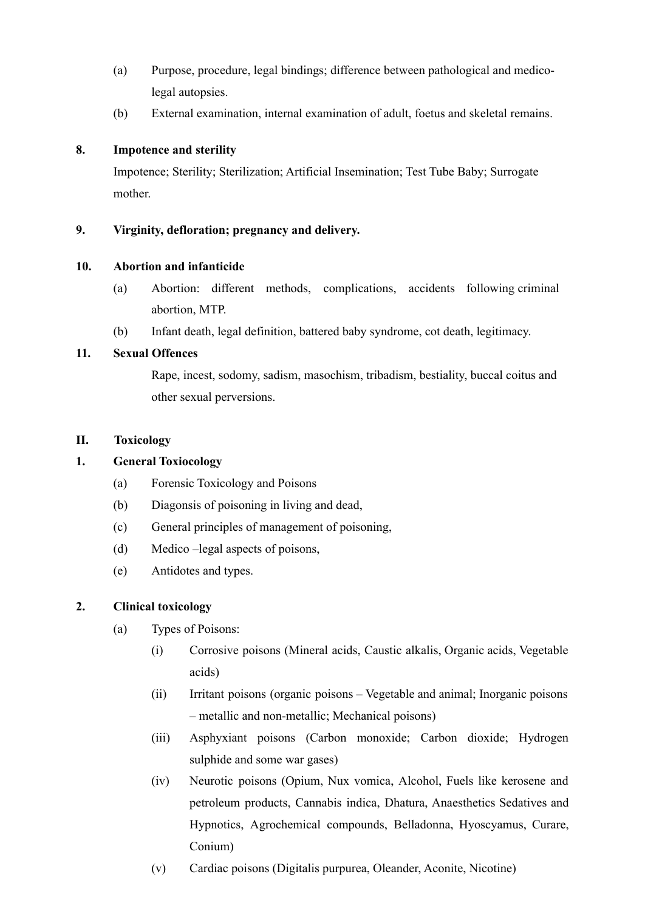(a) Purpose, procedure, legal bindings; difference between pathological and medico-legal autopsies.

(b) External examination, internal examination of adult, foetus and skeletal remains.

**8. Impotence and sterility**

Impotence; Sterility; Sterilization; Artificial Insemination; Test Tube Baby; Surrogate mother.

**9. Virginity, defloration; pregnancy and delivery.**

**10. Abortion and infanticide**

(a) Abortion: different methods, complications, accidents following criminal abortion, MTP.

(b) Infant death, legal definition, battered baby syndrome, cot death, legitimacy.

**11. Sexual Offences**

Rape, incest, sodomy, sadism, masochism, tribadism, bestiality, buccal coitus and other sexual perversions.

**II. Toxicology**

**1. General Toxiocology**

(a) Forensic Toxicology and Poisons

(b) Diagonsis of poisoning in living and dead,

(c) General principles of management of poisoning,

(d) Medico –legal aspects of poisons,

(e) Antidotes and types.

**2. Clinical toxicology**

(a) Types of Poisons:

(i) Corrosive poisons (Mineral acids, Caustic alkalis, Organic acids, Vegetable acids)

(ii) Irritant poisons (organic poisons – Vegetable and animal; Inorganic poisons – metallic and non-metallic; Mechanical poisons)

(iii) Asphyxiant poisons (Carbon monoxide; Carbon dioxide; Hydrogen sulphide and some war gases)

(iv) Neurotic poisons (Opium, Nux vomica, Alcohol, Fuels like kerosene and petroleum products, Cannabis indica, Dhatura, Anaesthetics Sedatives and Hypnotics, Agrochemical compounds, Belladonna, Hyoscyamus, Curare, Conium)

(v) Cardiac poisons (Digitalis purpurea, Oleander, Aconite, Nicotine)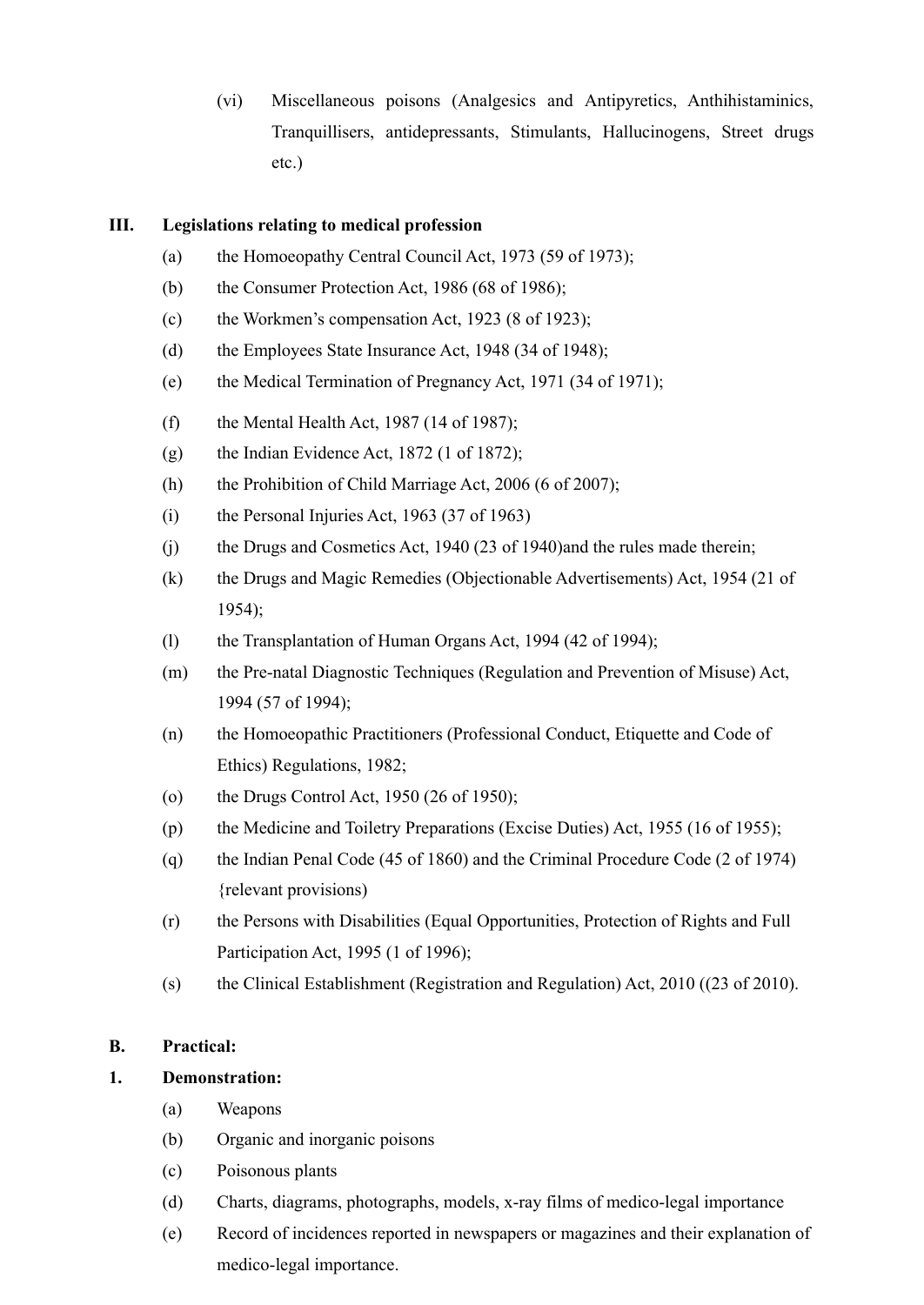(vi) Miscellaneous poisons (Analgesics and Antipyretics, Anthihistaminics, Tranquillisers, antidepressants, Stimulants, Hallucinogens, Street drugs etc.)

**III. Legislations relating to medical profession**

(a) the Homoeopathy Central Council Act, 1973 (59 of 1973);

(b) the Consumer Protection Act, 1986 (68 of 1986);

(c) the Workmen's compensation Act, 1923 (8 of 1923);

(d) the Employees State Insurance Act, 1948 (34 of 1948);

(e) the Medical Termination of Pregnancy Act, 1971 (34 of 1971);

(f) the Mental Health Act, 1987 (14 of 1987);

(g) the Indian Evidence Act, 1872 (1 of 1872);

(h) the Prohibition of Child Marriage Act, 2006 (6 of 2007);

(i) the Personal Injuries Act, 1963 (37 of 1963)

(j) the Drugs and Cosmetics Act, 1940 (23 of 1940)and the rules made therein;

(k) the Drugs and Magic Remedies (Objectionable Advertisements) Act, 1954 (21 of 1954);

(l) the Transplantation of Human Organs Act, 1994 (42 of 1994);

(m) the Pre-natal Diagnostic Techniques (Regulation and Prevention of Misuse) Act, 1994 (57 of 1994);

(n) the Homoeopathic Practitioners (Professional Conduct, Etiquette and Code of Ethics) Regulations, 1982;

(o) the Drugs Control Act, 1950 (26 of 1950);

(p) the Medicine and Toiletry Preparations (Excise Duties) Act, 1955 (16 of 1955);

(q) the Indian Penal Code (45 of 1860) and the Criminal Procedure Code (2 of 1974) {relevant provisions)

(r) the Persons with Disabilities (Equal Opportunities, Protection of Rights and Full Participation Act, 1995 (1 of 1996);

(s) the Clinical Establishment (Registration and Regulation) Act, 2010 ((23 of 2010).

**B. Practical:**

**1. Demonstration:**

(a) Weapons

(b) Organic and inorganic poisons

(c) Poisonous plants

(d) Charts, diagrams, photographs, models, x-ray films of medico-legal importance

(e) Record of incidences reported in newspapers or magazines and their explanation of medico-legal importance.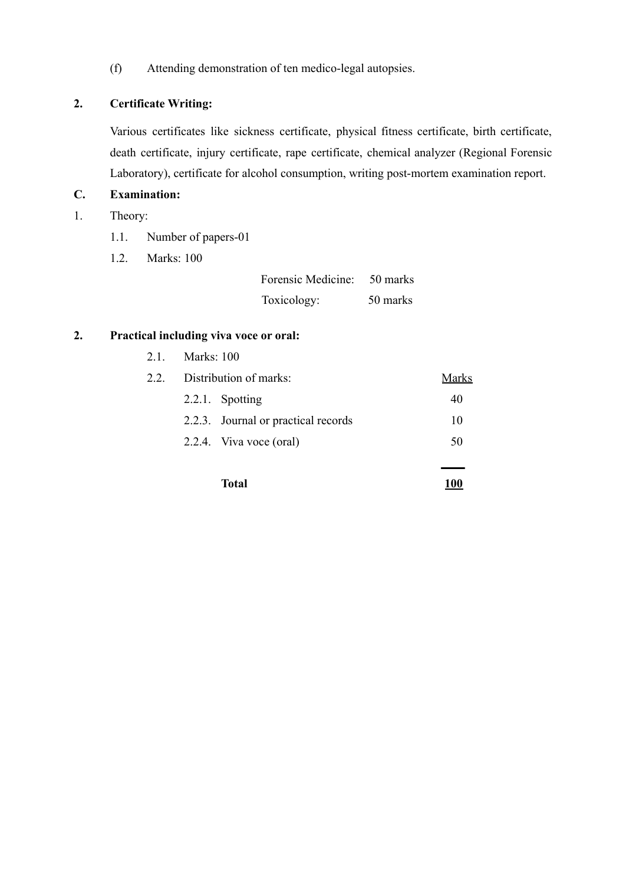(f) Attending demonstration of ten medico-legal autopsies.

**2. Certificate Writing:**

Various certificates like sickness certificate, physical fitness certificate, birth certificate, death certificate, injury certificate, rape certificate, chemical analyzer (Regional Forensic Laboratory), certificate for alcohol consumption, writing post-mortem examination report.

**C. Examination:**

1. Theory:

   1.1. Number of papers-01

   1.2. Marks: 100

| | |
|---|---|
| Forensic Medicine: | 50 marks |
| Toxicology: | 50 marks |

**2. Practical including viva voce or oral:**

2.1. Marks: 100

2.2. Distribution of marks:

| | | Marks |
|---|---|---|
| 2.2.1. | Spotting | 40 |
| 2.2.3. | Journal or practical records | 10 |
| 2.2.4. | Viva voce (oral) | 50 |
| | **Total** | **100** |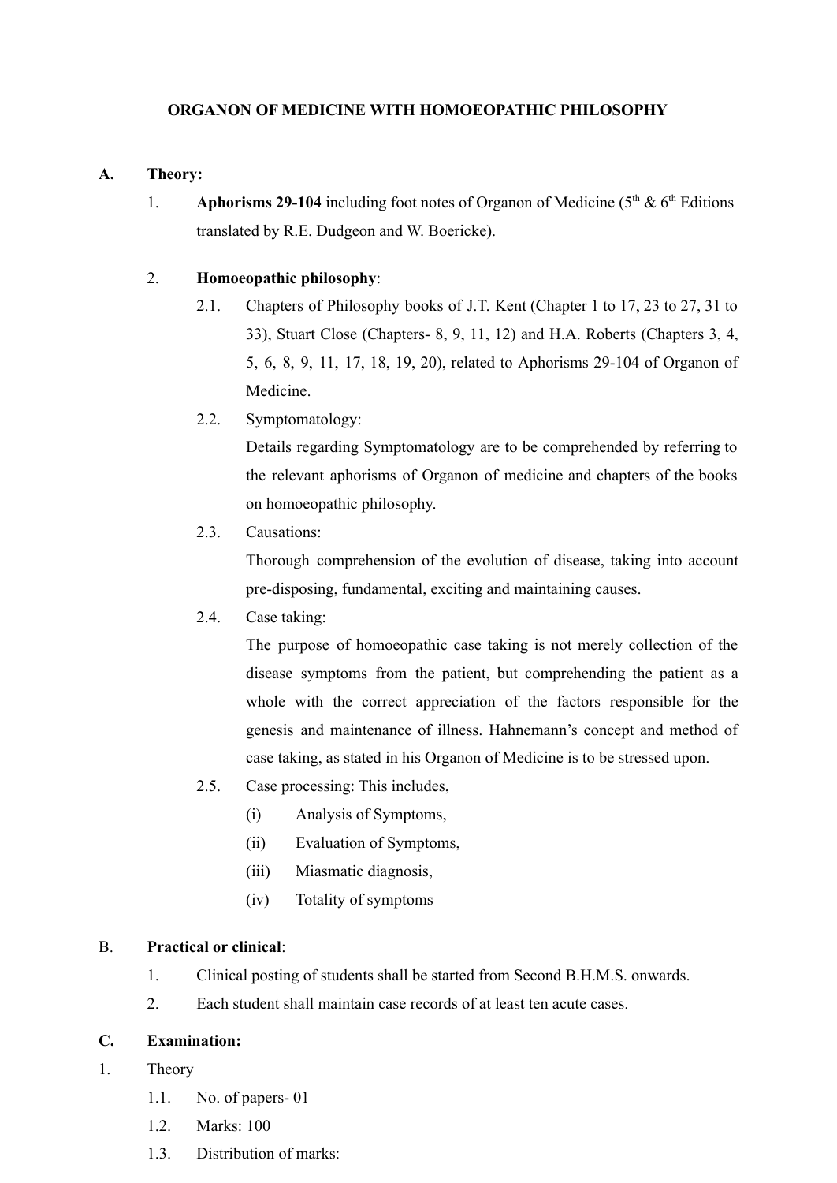# ORGANON OF MEDICINE WITH HOMOEOPATHIC PHILOSOPHY

**A. Theory:**

1. **Aphorisms 29-104** including foot notes of Organon of Medicine (5th & 6th Editions translated by R.E. Dudgeon and W. Boericke).

2. **Homoeopathic philosophy**:

   2.1. Chapters of Philosophy books of J.T. Kent (Chapter 1 to 17, 23 to 27, 31 to 33), Stuart Close (Chapters- 8, 9, 11, 12) and H.A. Roberts (Chapters 3, 4, 5, 6, 8, 9, 11, 17, 18, 19, 20), related to Aphorisms 29-104 of Organon of Medicine.

   2.2. Symptomatology:
   Details regarding Symptomatology are to be comprehended by referring to the relevant aphorisms of Organon of medicine and chapters of the books on homoeopathic philosophy.

   2.3. Causations:
   Thorough comprehension of the evolution of disease, taking into account pre-disposing, fundamental, exciting and maintaining causes.

   2.4. Case taking:
   The purpose of homoeopathic case taking is not merely collection of the disease symptoms from the patient, but comprehending the patient as a whole with the correct appreciation of the factors responsible for the genesis and maintenance of illness. Hahnemann's concept and method of case taking, as stated in his Organon of Medicine is to be stressed upon.

   2.5. Case processing: This includes,
   - (i) Analysis of Symptoms,
   - (ii) Evaluation of Symptoms,
   - (iii) Miasmatic diagnosis,
   - (iv) Totality of symptoms

**B. Practical or clinical**:

1. Clinical posting of students shall be started from Second B.H.M.S. onwards.
2. Each student shall maintain case records of at least ten acute cases.

**C. Examination:**

1. Theory

   1.1. No. of papers- 01

   1.2. Marks: 100

   1.3. Distribution of marks: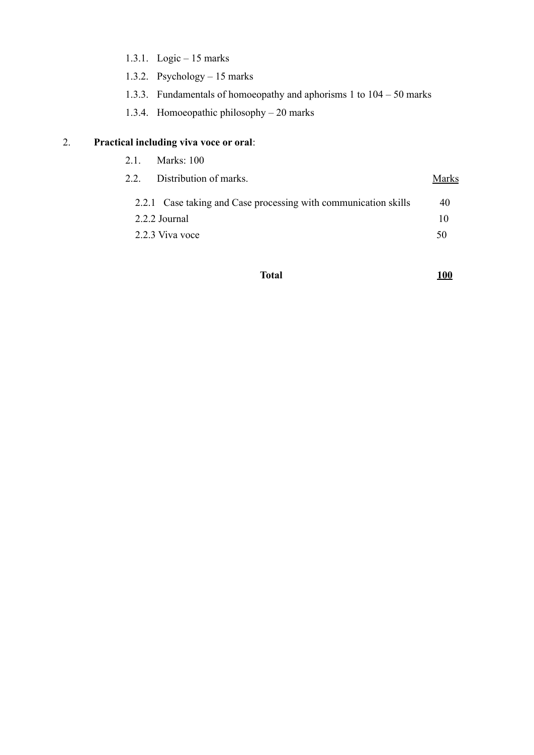1.3.1. Logic – 15 marks

1.3.2. Psychology – 15 marks

1.3.3. Fundamentals of homoeopathy and aphorisms 1 to 104 – 50 marks

1.3.4. Homoeopathic philosophy – 20 marks

2. **Practical including viva voce or oral**:

2.1. Marks: 100

2.2. Distribution of marks.

| | Marks |
|---|---|
| 2.2.1 Case taking and Case processing with communication skills | 40 |
| 2.2.2 Journal | 10 |
| 2.2.3 Viva voce | 50 |
| **Total** | **100** |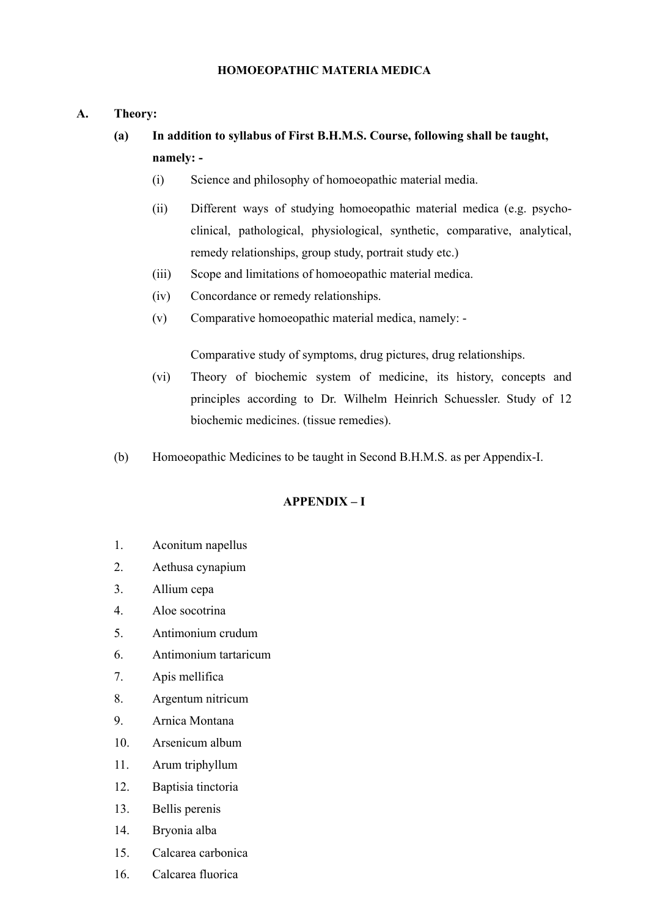# HOMOEOPATHIC MATERIA MEDICA

**A. Theory:**

**(a) In addition to syllabus of First B.H.M.S. Course, following shall be taught, namely: -**

(i) Science and philosophy of homoeopathic material media.

(ii) Different ways of studying homoeopathic material medica (e.g. psycho-clinical, pathological, physiological, synthetic, comparative, analytical, remedy relationships, group study, portrait study etc.)

(iii) Scope and limitations of homoeopathic material medica.

(iv) Concordance or remedy relationships.

(v) Comparative homoeopathic material medica, namely: -

Comparative study of symptoms, drug pictures, drug relationships.

(vi) Theory of biochemic system of medicine, its history, concepts and principles according to Dr. Wilhelm Heinrich Schuessler. Study of 12 biochemic medicines. (tissue remedies).

(b) Homoeopathic Medicines to be taught in Second B.H.M.S. as per Appendix-I.

## APPENDIX – I

1. Aconitum napellus
2. Aethusa cynapium
3. Allium cepa
4. Aloe socotrina
5. Antimonium crudum
6. Antimonium tartaricum
7. Apis mellifica
8. Argentum nitricum
9. Arnica Montana
10. Arsenicum album
11. Arum triphyllum
12. Baptisia tinctoria
13. Bellis perenis
14. Bryonia alba
15. Calcarea carbonica
16. Calcarea fluorica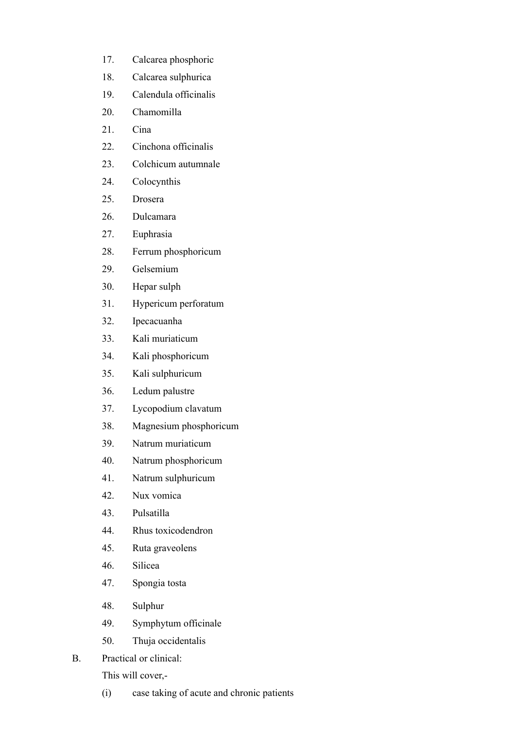17. Calcarea phosphoric
18. Calcarea sulphurica
19. Calendula officinalis
20. Chamomilla
21. Cina
22. Cinchona officinalis
23. Colchicum autumnale
24. Colocynthis
25. Drosera
26. Dulcamara
27. Euphrasia
28. Ferrum phosphoricum
29. Gelsemium
30. Hepar sulph
31. Hypericum perforatum
32. Ipecacuanha
33. Kali muriaticum
34. Kali phosphoricum
35. Kali sulphuricum
36. Ledum palustre
37. Lycopodium clavatum
38. Magnesium phosphoricum
39. Natrum muriaticum
40. Natrum phosphoricum
41. Natrum sulphuricum
42. Nux vomica
43. Pulsatilla
44. Rhus toxicodendron
45. Ruta graveolens
46. Silicea
47. Spongia tosta
48. Sulphur
49. Symphytum officinale
50. Thuja occidentalis

B. Practical or clinical:

This will cover,-

(i) case taking of acute and chronic patients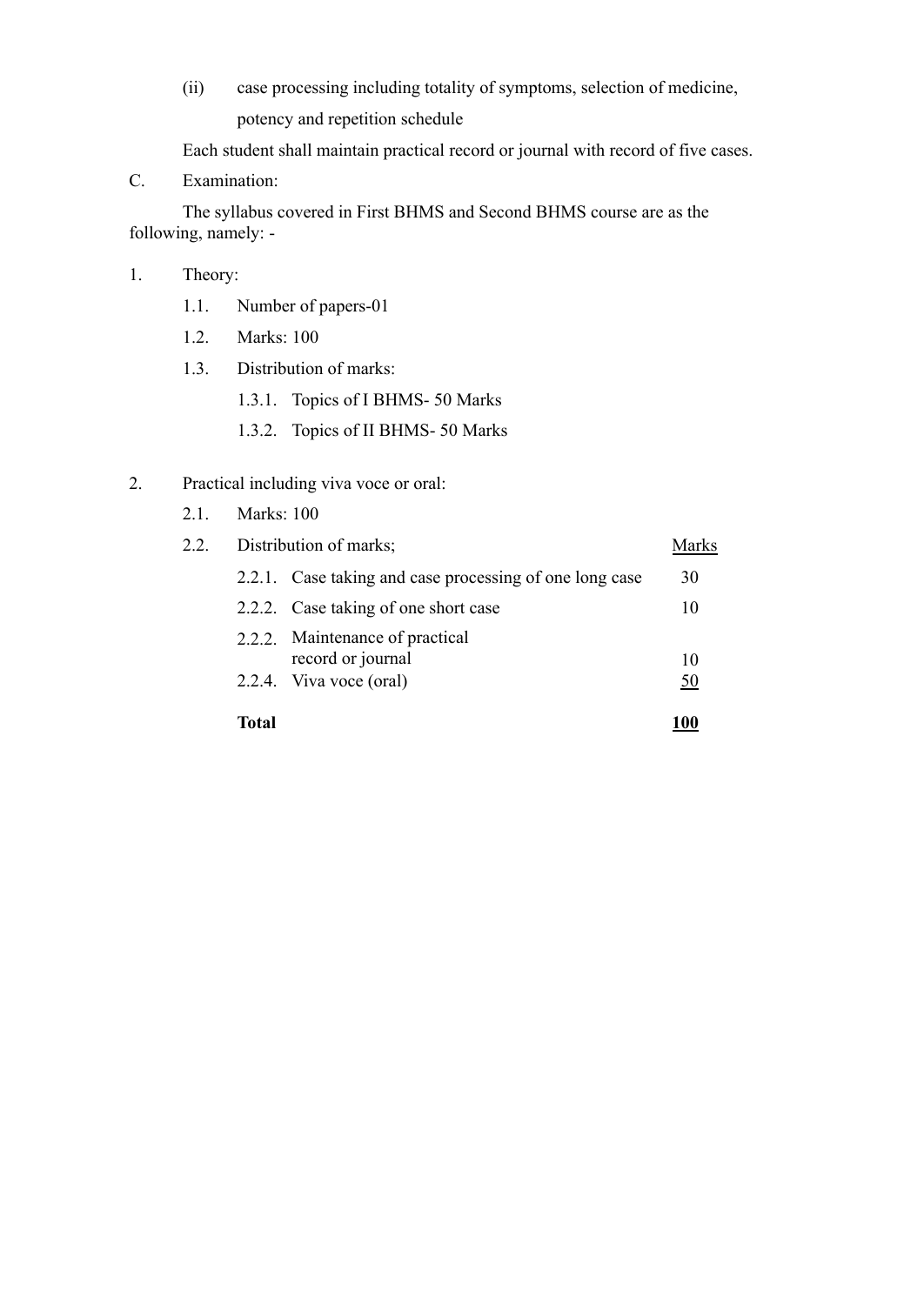(ii) case processing including totality of symptoms, selection of medicine, potency and repetition schedule

Each student shall maintain practical record or journal with record of five cases.

C. Examination:

The syllabus covered in First BHMS and Second BHMS course are as the following, namely: -

1. Theory:

    1.1. Number of papers-01

    1.2. Marks: 100

    1.3. Distribution of marks:

        1.3.1. Topics of I BHMS- 50 Marks

        1.3.2. Topics of II BHMS- 50 Marks

2. Practical including viva voce or oral:

    2.1. Marks: 100

    2.2. Distribution of marks;

| | | Marks |
|---|---|---|
| 2.2.1. | Case taking and case processing of one long case | 30 |
| 2.2.2. | Case taking of one short case | 10 |
| 2.2.2. | Maintenance of practical record or journal | 10 |
| 2.2.4. | Viva voce (oral) | 50 |
| **Total** | | **100** |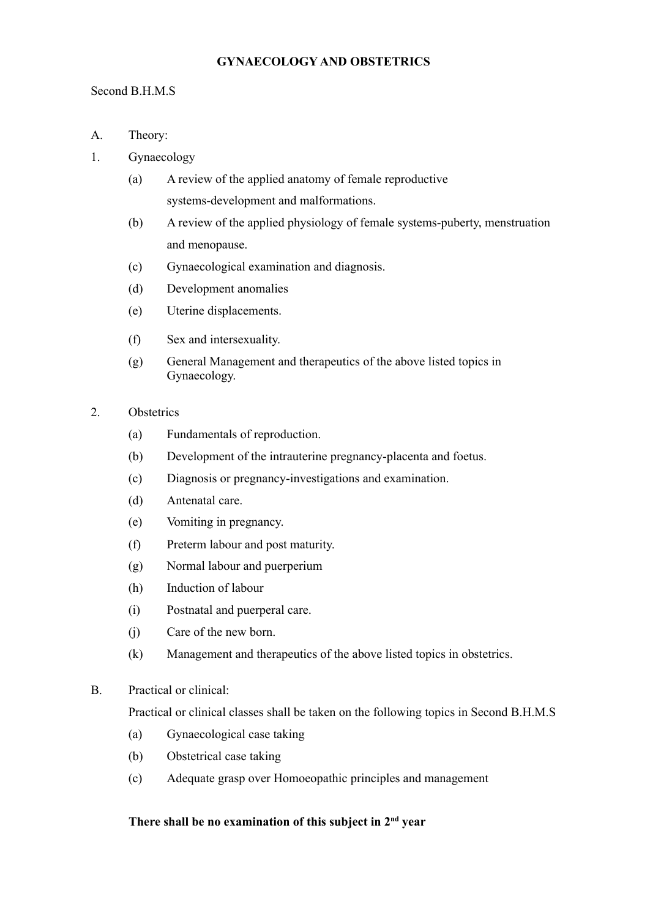# GYNAECOLOGY AND OBSTETRICS

Second B.H.M.S

A. Theory:

1. Gynaecology
   - (a) A review of the applied anatomy of female reproductive systems-development and malformations.
   - (b) A review of the applied physiology of female systems-puberty, menstruation and menopause.
   - (c) Gynaecological examination and diagnosis.
   - (d) Development anomalies
   - (e) Uterine displacements.
   - (f) Sex and intersexuality.
   - (g) General Management and therapeutics of the above listed topics in Gynaecology.

2. Obstetrics
   - (a) Fundamentals of reproduction.
   - (b) Development of the intrauterine pregnancy-placenta and foetus.
   - (c) Diagnosis or pregnancy-investigations and examination.
   - (d) Antenatal care.
   - (e) Vomiting in pregnancy.
   - (f) Preterm labour and post maturity.
   - (g) Normal labour and puerperium
   - (h) Induction of labour
   - (i) Postnatal and puerperal care.
   - (j) Care of the new born.
   - (k) Management and therapeutics of the above listed topics in obstetrics.

B. Practical or clinical:

Practical or clinical classes shall be taken on the following topics in Second B.H.M.S

- (a) Gynaecological case taking
- (b) Obstetrical case taking
- (c) Adequate grasp over Homoeopathic principles and management

**There shall be no examination of this subject in 2nd year**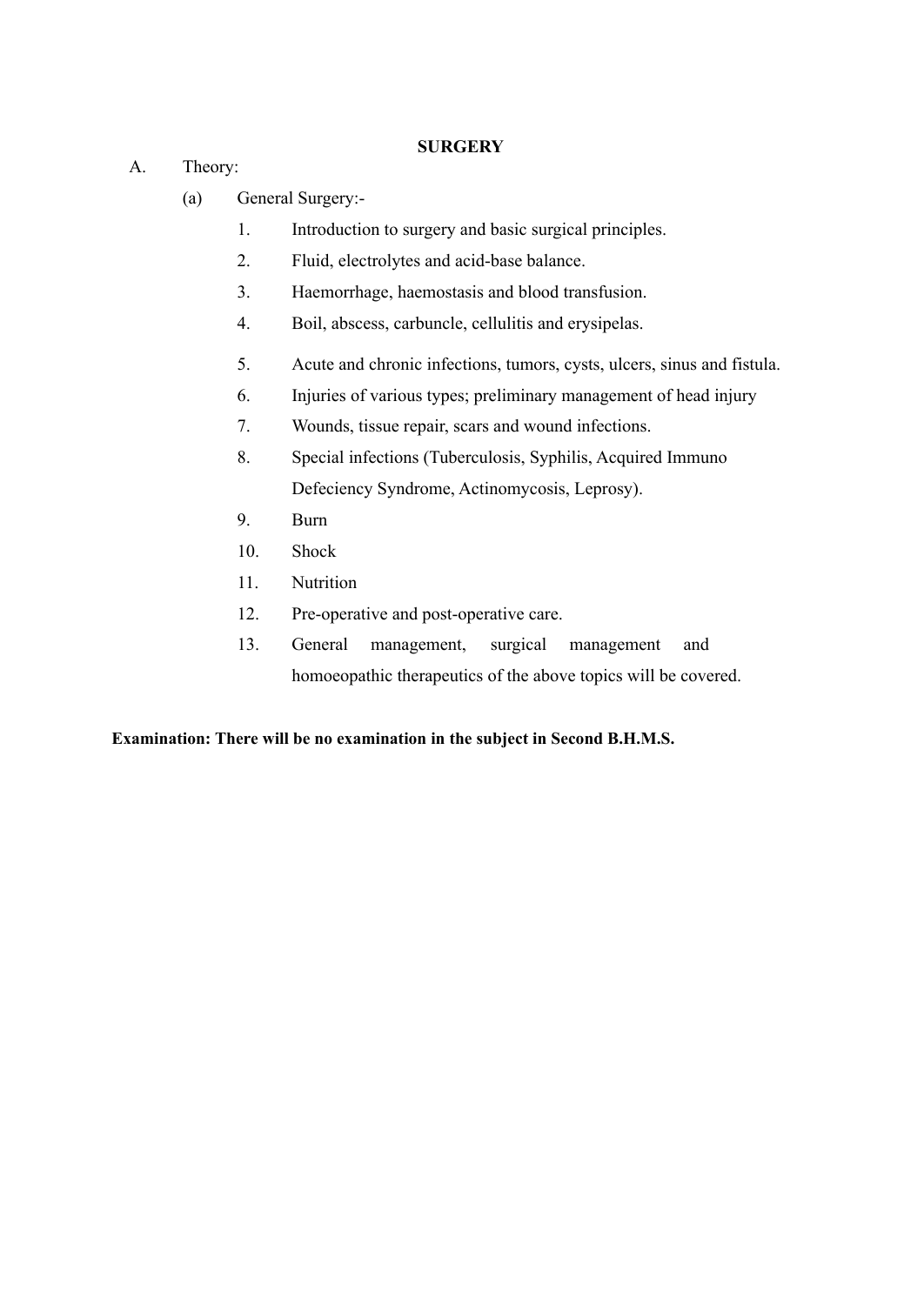## SURGERY

A. Theory:

(a) General Surgery:-

1. Introduction to surgery and basic surgical principles.
2. Fluid, electrolytes and acid-base balance.
3. Haemorrhage, haemostasis and blood transfusion.
4. Boil, abscess, carbuncle, cellulitis and erysipelas.
5. Acute and chronic infections, tumors, cysts, ulcers, sinus and fistula.
6. Injuries of various types; preliminary management of head injury
7. Wounds, tissue repair, scars and wound infections.
8. Special infections (Tuberculosis, Syphilis, Acquired Immuno Defeciency Syndrome, Actinomycosis, Leprosy).
9. Burn
10. Shock
11. Nutrition
12. Pre-operative and post-operative care.
13. General management, surgical management and homoeopathic therapeutics of the above topics will be covered.

**Examination: There will be no examination in the subject in Second B.H.M.S.**